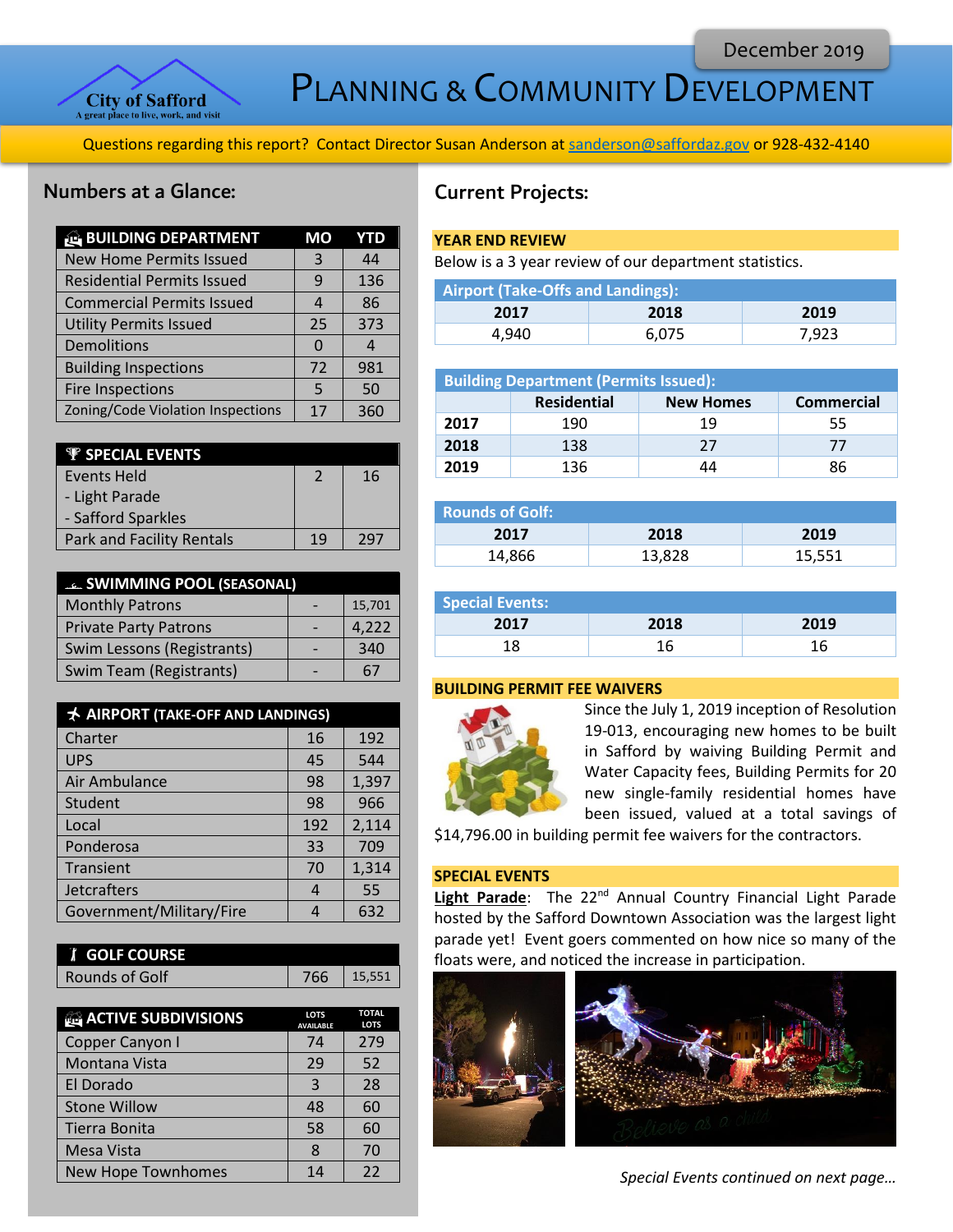City of Safford
A great place to live, work, and visit

December 2019

# PLANNING & COMMUNITY DEVELOPMENT

Questions regarding this report? Contact Director Susan Anderson at sanderson@saffordaz.gov or 928-432-4140

## Numbers at a Glance:

| BUILDING DEPARTMENT | MO | YTD |
|---|---|---|
| New Home Permits Issued | 3 | 44 |
| Residential Permits Issued | 9 | 136 |
| Commercial Permits Issued | 4 | 86 |
| Utility Permits Issued | 25 | 373 |
| Demolitions | 0 | 4 |
| Building Inspections | 72 | 981 |
| Fire Inspections | 5 | 50 |
| Zoning/Code Violation Inspections | 17 | 360 |

| SPECIAL EVENTS | | |
|---|---|---|
| Events Held<br>- Light Parade<br>- Safford Sparkles | 2 | 16 |
| Park and Facility Rentals | 19 | 297 |

| SWIMMING POOL (SEASONAL) | | |
|---|---|---|
| Monthly Patrons | - | 15,701 |
| Private Party Patrons | - | 4,222 |
| Swim Lessons (Registrants) | - | 340 |
| Swim Team (Registrants) | - | 67 |

| AIRPORT (TAKE-OFF AND LANDINGS) | | |
|---|---|---|
| Charter | 16 | 192 |
| UPS | 45 | 544 |
| Air Ambulance | 98 | 1,397 |
| Student | 98 | 966 |
| Local | 192 | 2,114 |
| Ponderosa | 33 | 709 |
| Transient | 70 | 1,314 |
| Jetcrafters | 4 | 55 |
| Government/Military/Fire | 4 | 632 |

| GOLF COURSE | | |
|---|---|---|
| Rounds of Golf | 766 | 15,551 |

| ACTIVE SUBDIVISIONS | LOTS AVAILABLE | TOTAL LOTS |
|---|---|---|
| Copper Canyon I | 74 | 279 |
| Montana Vista | 29 | 52 |
| El Dorado | 3 | 28 |
| Stone Willow | 48 | 60 |
| Tierra Bonita | 58 | 60 |
| Mesa Vista | 8 | 70 |
| New Hope Townhomes | 14 | 22 |

## Current Projects:

### YEAR END REVIEW

Below is a 3 year review of our department statistics.

**Airport (Take-Offs and Landings):**

| 2017 | 2018 | 2019 |
|---|---|---|
| 4,940 | 6,075 | 7,923 |

**Building Department (Permits Issued):**

| | Residential | New Homes | Commercial |
|---|---|---|---|
| 2017 | 190 | 19 | 55 |
| 2018 | 138 | 27 | 77 |
| 2019 | 136 | 44 | 86 |

**Rounds of Golf:**

| 2017 | 2018 | 2019 |
|---|---|---|
| 14,866 | 13,828 | 15,551 |

**Special Events:**

| 2017 | 2018 | 2019 |
|---|---|---|
| 18 | 16 | 16 |

### BUILDING PERMIT FEE WAIVERS

Since the July 1, 2019 inception of Resolution 19-013, encouraging new homes to be built in Safford by waiving Building Permit and Water Capacity fees, Building Permits for 20 new single-family residential homes have been issued, valued at a total savings of $14,796.00 in building permit fee waivers for the contractors.

### SPECIAL EVENTS

**Light Parade**: The 22nd Annual Country Financial Light Parade hosted by the Safford Downtown Association was the largest light parade yet! Event goers commented on how nice so many of the floats were, and noticed the increase in participation.

*Special Events continued on next page…*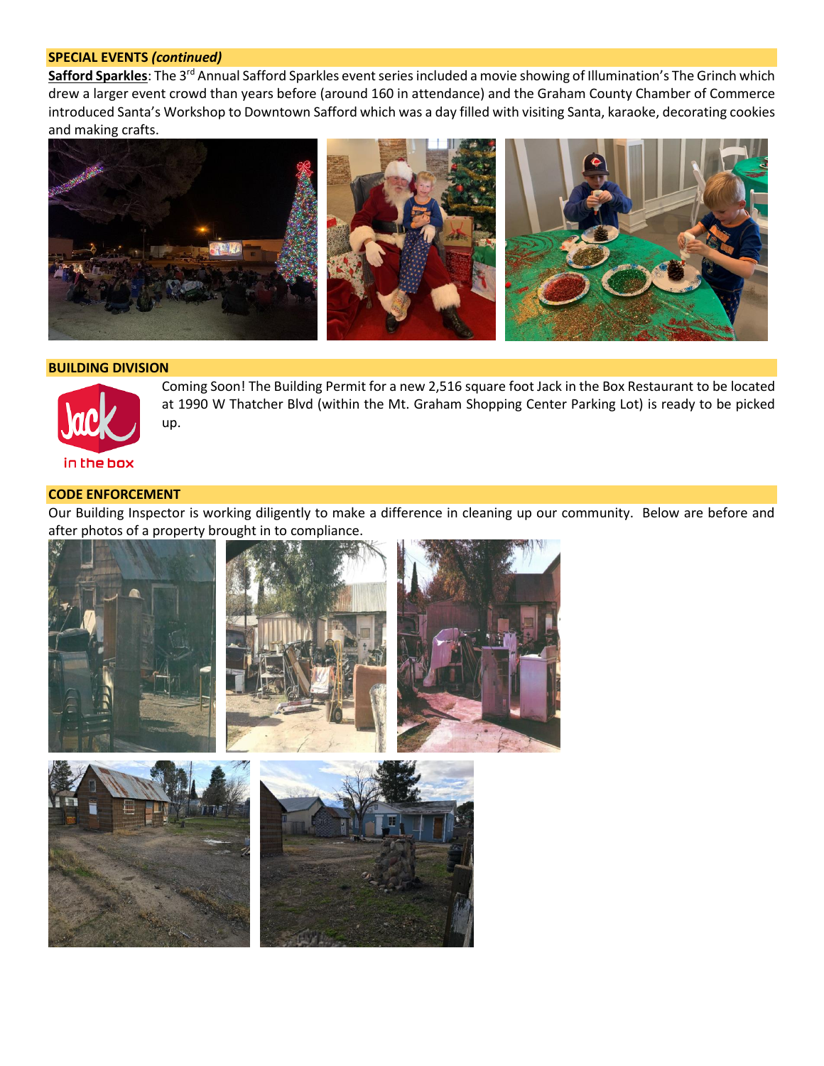## SPECIAL EVENTS *(continued)*

**Safford Sparkles**: The 3rd Annual Safford Sparkles event series included a movie showing of Illumination's The Grinch which drew a larger event crowd than years before (around 160 in attendance) and the Graham County Chamber of Commerce introduced Santa's Workshop to Downtown Safford which was a day filled with visiting Santa, karaoke, decorating cookies and making crafts.

## BUILDING DIVISION

Coming Soon! The Building Permit for a new 2,516 square foot Jack in the Box Restaurant to be located at 1990 W Thatcher Blvd (within the Mt. Graham Shopping Center Parking Lot) is ready to be picked up.

## CODE ENFORCEMENT

Our Building Inspector is working diligently to make a difference in cleaning up our community. Below are before and after photos of a property brought in to compliance.